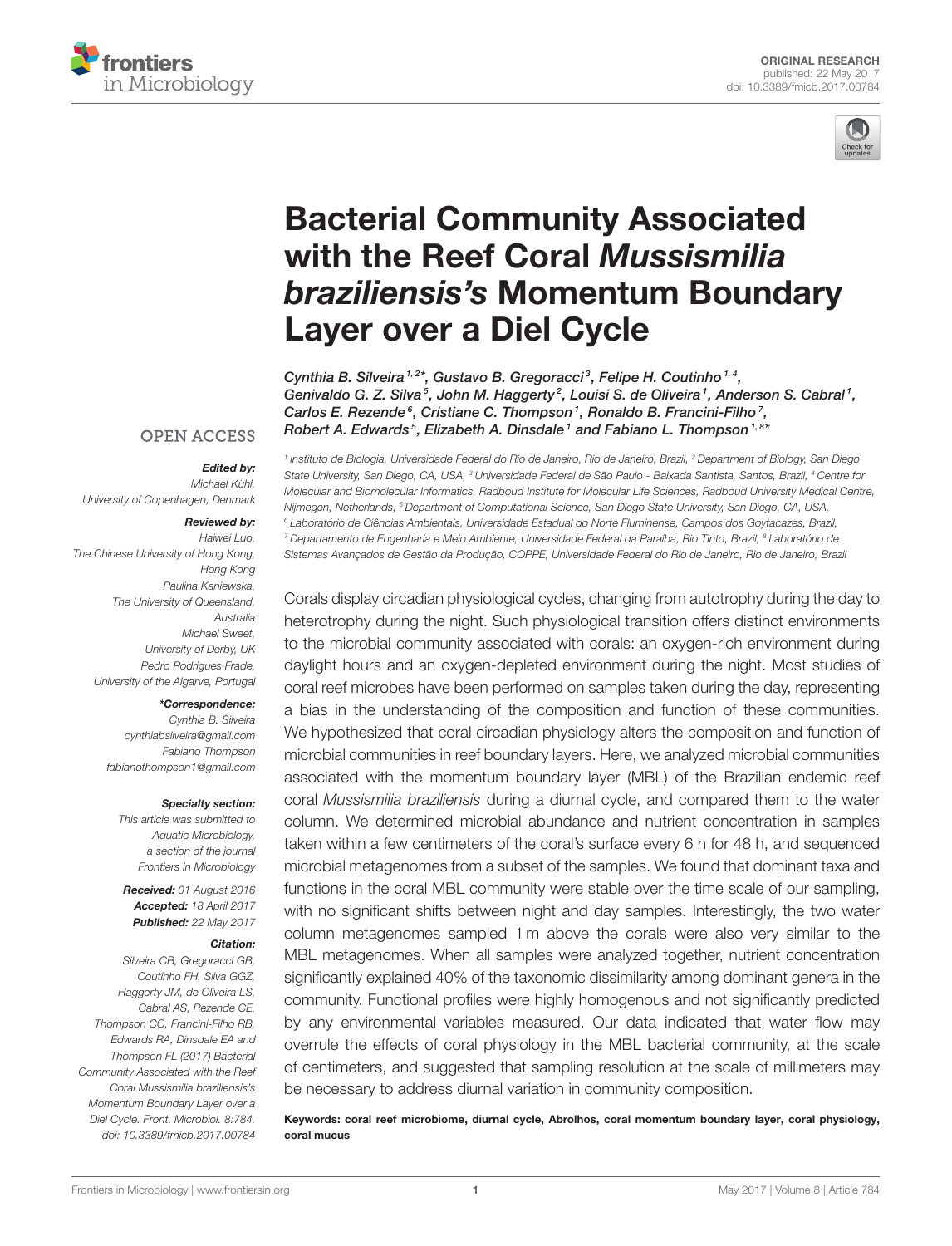ORIGINAL RESEARCH
published: 22 May 2017
doi: 10.3389/fmicb.2017.00784

# Bacterial Community Associated with the Reef Coral *Mussismilia braziliensis's* Momentum Boundary Layer over a Diel Cycle

*Cynthia B. Silveira[1,2]*, Gustavo B. Gregoracci[3], Felipe H. Coutinho[1,4], Genivaldo G. Z. Silva[5], John M. Haggerty[2], Louisi S. de Oliveira[1], Anderson S. Cabral[1], Carlos E. Rezende[6], Cristiane C. Thompson[1], Ronaldo B. Francini-Filho[7], Robert A. Edwards[5], Elizabeth A. Dinsdale[1] and Fabiano L. Thompson[1,8]**

[1] Instituto de Biologia, Universidade Federal do Rio de Janeiro, Rio de Janeiro, Brazil, [2] Department of Biology, San Diego State University, San Diego, CA, USA, [3] Universidade Federal de São Paulo - Baixada Santista, Santos, Brazil, [4] Centre for Molecular and Biomolecular Informatics, Radboud Institute for Molecular Life Sciences, Radboud University Medical Centre, Nijmegen, Netherlands, [5] Department of Computational Science, San Diego State University, San Diego, CA, USA, [6] Laboratório de Ciências Ambientais, Universidade Estadual do Norte Fluminense, Campos dos Goytacazes, Brazil, [7] Departamento de Engenharia e Meio Ambiente, Universidade Federal da Paraíba, Rio Tinto, Brazil, [8] Laboratório de Sistemas Avançados de Gestão da Produção, COPPE, Universidade Federal do Rio de Janeiro, Rio de Janeiro, Brazil

OPEN ACCESS

***Edited by:***
*Michael Kühl,*
*University of Copenhagen, Denmark*

***Reviewed by:***
*Haiwei Luo,*
*The Chinese University of Hong Kong, Hong Kong*
*Paulina Kaniewska,*
*The University of Queensland, Australia*
*Michael Sweet,*
*University of Derby, UK*
*Pedro Rodrigues Frade,*
*University of the Algarve, Portugal*

***\*Correspondence:***
*Cynthia B. Silveira*
*cynthiabsilveira@gmail.com*
*Fabiano Thompson*
*fabianothompson1@gmail.com*

***Specialty section:***
*This article was submitted to Aquatic Microbiology, a section of the journal Frontiers in Microbiology*

***Received:*** *01 August 2016*
***Accepted:*** *18 April 2017*
***Published:*** *22 May 2017*

***Citation:***
*Silveira CB, Gregoracci GB, Coutinho FH, Silva GGZ, Haggerty JM, de Oliveira LS, Cabral AS, Rezende CE, Thompson CC, Francini-Filho RB, Edwards RA, Dinsdale EA and Thompson FL (2017) Bacterial Community Associated with the Reef Coral Mussismilia braziliensis's Momentum Boundary Layer over a Diel Cycle. Front. Microbiol. 8:784. doi: 10.3389/fmicb.2017.00784*

Corals display circadian physiological cycles, changing from autotrophy during the day to heterotrophy during the night. Such physiological transition offers distinct environments to the microbial community associated with corals: an oxygen-rich environment during daylight hours and an oxygen-depleted environment during the night. Most studies of coral reef microbes have been performed on samples taken during the day, representing a bias in the understanding of the composition and function of these communities. We hypothesized that coral circadian physiology alters the composition and function of microbial communities in reef boundary layers. Here, we analyzed microbial communities associated with the momentum boundary layer (MBL) of the Brazilian endemic reef coral *Mussismilia braziliensis* during a diurnal cycle, and compared them to the water column. We determined microbial abundance and nutrient concentration in samples taken within a few centimeters of the coral's surface every 6 h for 48 h, and sequenced microbial metagenomes from a subset of the samples. We found that dominant taxa and functions in the coral MBL community were stable over the time scale of our sampling, with no significant shifts between night and day samples. Interestingly, the two water column metagenomes sampled 1 m above the corals were also very similar to the MBL metagenomes. When all samples were analyzed together, nutrient concentration significantly explained 40% of the taxonomic dissimilarity among dominant genera in the community. Functional profiles were highly homogenous and not significantly predicted by any environmental variables measured. Our data indicated that water flow may overrule the effects of coral physiology in the MBL bacterial community, at the scale of centimeters, and suggested that sampling resolution at the scale of millimeters may be necessary to address diurnal variation in community composition.

**Keywords: coral reef microbiome, diurnal cycle, Abrolhos, coral momentum boundary layer, coral physiology, coral mucus**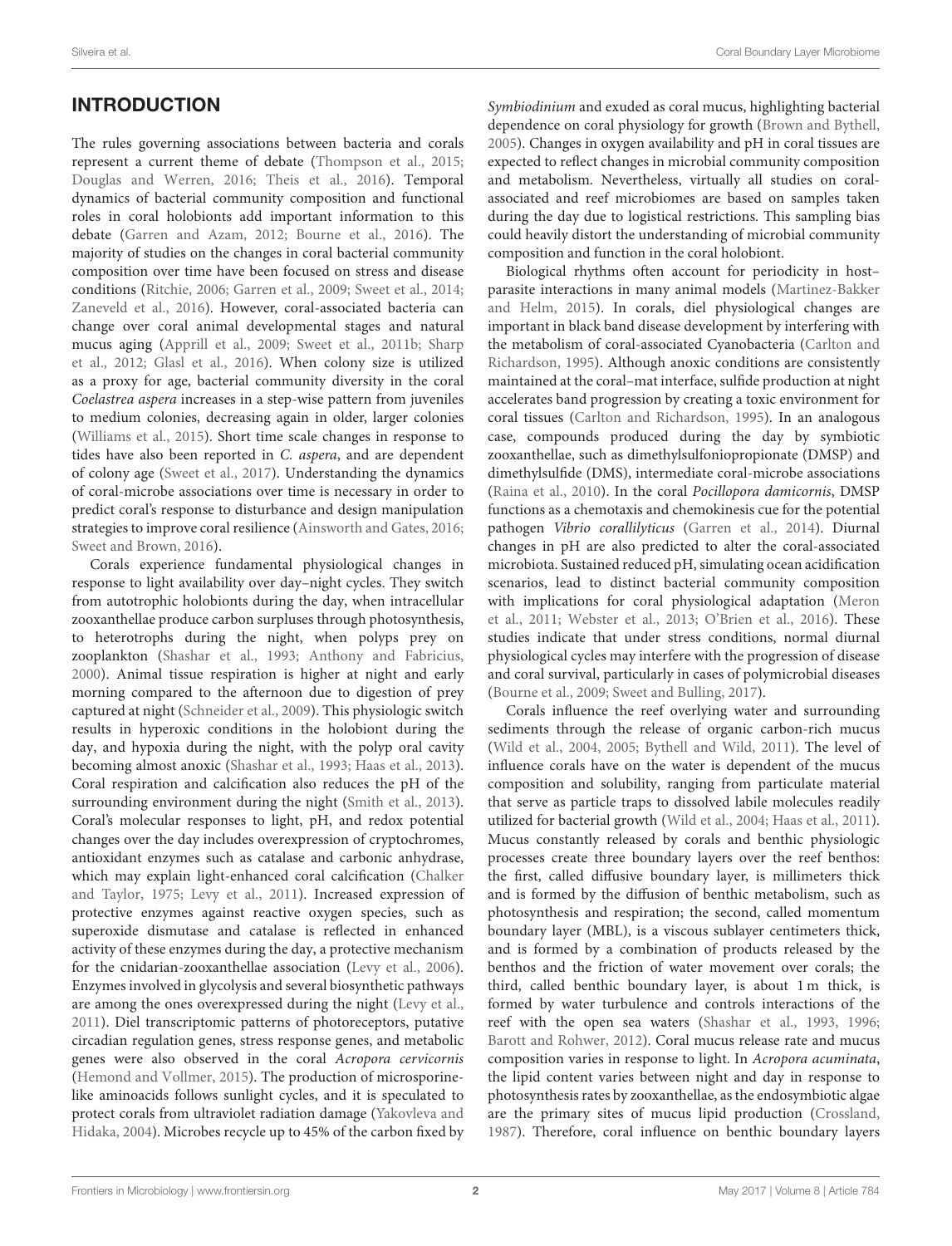## INTRODUCTION

The rules governing associations between bacteria and corals represent a current theme of debate (Thompson et al., 2015; Douglas and Werren, 2016; Theis et al., 2016). Temporal dynamics of bacterial community composition and functional roles in coral holobionts add important information to this debate (Garren and Azam, 2012; Bourne et al., 2016). The majority of studies on the changes in coral bacterial community composition over time have been focused on stress and disease conditions (Ritchie, 2006; Garren et al., 2009; Sweet et al., 2014; Zaneveld et al., 2016). However, coral-associated bacteria can change over coral animal developmental stages and natural mucus aging (Apprill et al., 2009; Sweet et al., 2011b; Sharp et al., 2012; Glasl et al., 2016). When colony size is utilized as a proxy for age, bacterial community diversity in the coral *Coelastrea aspera* increases in a step-wise pattern from juveniles to medium colonies, decreasing again in older, larger colonies (Williams et al., 2015). Short time scale changes in response to tides have also been reported in *C. aspera*, and are dependent of colony age (Sweet et al., 2017). Understanding the dynamics of coral-microbe associations over time is necessary in order to predict coral's response to disturbance and design manipulation strategies to improve coral resilience (Ainsworth and Gates, 2016; Sweet and Brown, 2016).

Corals experience fundamental physiological changes in response to light availability over day–night cycles. They switch from autotrophic holobionts during the day, when intracellular zooxanthellae produce carbon surpluses through photosynthesis, to heterotrophs during the night, when polyps prey on zooplankton (Shashar et al., 1993; Anthony and Fabricius, 2000). Animal tissue respiration is higher at night and early morning compared to the afternoon due to digestion of prey captured at night (Schneider et al., 2009). This physiologic switch results in hyperoxic conditions in the holobiont during the day, and hypoxia during the night, with the polyp oral cavity becoming almost anoxic (Shashar et al., 1993; Haas et al., 2013). Coral respiration and calcification also reduces the pH of the surrounding environment during the night (Smith et al., 2013). Coral's molecular responses to light, pH, and redox potential changes over the day includes overexpression of cryptochromes, antioxidant enzymes such as catalase and carbonic anhydrase, which may explain light-enhanced coral calcification (Chalker and Taylor, 1975; Levy et al., 2011). Increased expression of protective enzymes against reactive oxygen species, such as superoxide dismutase and catalase is reflected in enhanced activity of these enzymes during the day, a protective mechanism for the cnidarian-zooxanthellae association (Levy et al., 2006). Enzymes involved in glycolysis and several biosynthetic pathways are among the ones overexpressed during the night (Levy et al., 2011). Diel transcriptomic patterns of photoreceptors, putative circadian regulation genes, stress response genes, and metabolic genes were also observed in the coral *Acropora cervicornis* (Hemond and Vollmer, 2015). The production of microsporine-like aminoacids follows sunlight cycles, and it is speculated to protect corals from ultraviolet radiation damage (Yakovleva and Hidaka, 2004). Microbes recycle up to 45% of the carbon fixed by *Symbiodinium* and exuded as coral mucus, highlighting bacterial dependence on coral physiology for growth (Brown and Bythell, 2005). Changes in oxygen availability and pH in coral tissues are expected to reflect changes in microbial community composition and metabolism. Nevertheless, virtually all studies on coral-associated and reef microbiomes are based on samples taken during the day due to logistical restrictions. This sampling bias could heavily distort the understanding of microbial community composition and function in the coral holobiont.

Biological rhythms often account for periodicity in host–parasite interactions in many animal models (Martinez-Bakker and Helm, 2015). In corals, diel physiological changes are important in black band disease development by interfering with the metabolism of coral-associated Cyanobacteria (Carlton and Richardson, 1995). Although anoxic conditions are consistently maintained at the coral–mat interface, sulfide production at night accelerates band progression by creating a toxic environment for coral tissues (Carlton and Richardson, 1995). In an analogous case, compounds produced during the day by symbiotic zooxanthellae, such as dimethylsulfoniopropionate (DMSP) and dimethylsulfide (DMS), intermediate coral-microbe associations (Raina et al., 2010). In the coral *Pocillopora damicornis*, DMSP functions as a chemotaxis and chemokinesis cue for the potential pathogen *Vibrio corallilyticus* (Garren et al., 2014). Diurnal changes in pH are also predicted to alter the coral-associated microbiota. Sustained reduced pH, simulating ocean acidification scenarios, lead to distinct bacterial community composition with implications for coral physiological adaptation (Meron et al., 2011; Webster et al., 2013; O'Brien et al., 2016). These studies indicate that under stress conditions, normal diurnal physiological cycles may interfere with the progression of disease and coral survival, particularly in cases of polymicrobial diseases (Bourne et al., 2009; Sweet and Bulling, 2017).

Corals influence the reef overlying water and surrounding sediments through the release of organic carbon-rich mucus (Wild et al., 2004, 2005; Bythell and Wild, 2011). The level of influence corals have on the water is dependent of the mucus composition and solubility, ranging from particulate material that serve as particle traps to dissolved labile molecules readily utilized for bacterial growth (Wild et al., 2004; Haas et al., 2011). Mucus constantly released by corals and benthic physiologic processes create three boundary layers over the reef benthos: the first, called diffusive boundary layer, is millimeters thick and is formed by the diffusion of benthic metabolism, such as photosynthesis and respiration; the second, called momentum boundary layer (MBL), is a viscous sublayer centimeters thick, and is formed by a combination of products released by the benthos and the friction of water movement over corals; the third, called benthic boundary layer, is about 1 m thick, is formed by water turbulence and controls interactions of the reef with the open sea waters (Shashar et al., 1993, 1996; Barott and Rohwer, 2012). Coral mucus release rate and mucus composition varies in response to light. In *Acropora acuminata*, the lipid content varies between night and day in response to photosynthesis rates by zooxanthellae, as the endosymbiotic algae are the primary sites of mucus lipid production (Crossland, 1987). Therefore, coral influence on benthic boundary layers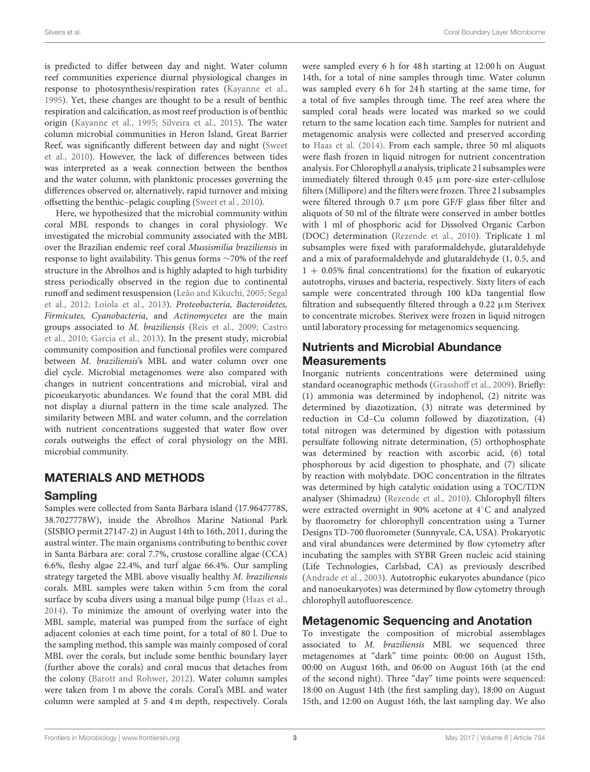is predicted to differ between day and night. Water column reef communities experience diurnal physiological changes in response to photosynthesis/respiration rates (Kayanne et al., 1995). Yet, these changes are thought to be a result of benthic respiration and calcification, as most reef production is of benthic origin (Kayanne et al., 1995; Silveira et al., 2015). The water column microbial communities in Heron Island, Great Barrier Reef, was significantly different between day and night (Sweet et al., 2010). However, the lack of differences between tides was interpreted as a weak connection between the benthos and the water column, with planktonic processes governing the differences observed or, alternatively, rapid turnover and mixing offsetting the benthic–pelagic coupling (Sweet et al., 2010).

Here, we hypothesized that the microbial community within coral MBL responds to changes in coral physiology. We investigated the microbial community associated with the MBL over the Brazilian endemic reef coral *Mussismilia braziliensis* in response to light availability. This genus forms ~70% of the reef structure in the Abrolhos and is highly adapted to high turbidity stress periodically observed in the region due to continental runoff and sediment resuspension (Leão and Kikuchi, 2005; Segal et al., 2012; Loiola et al., 2013). *Proteobacteria, Bacteroidetes, Firmicutes, Cyanobacteria*, and *Actinomycetes* are the main groups associated to *M. braziliensis* (Reis et al., 2009; Castro et al., 2010; Garcia et al., 2013). In the present study, microbial community composition and functional profiles were compared between *M. braziliensis*'s MBL and water column over one diel cycle. Microbial metagenomes were also compared with changes in nutrient concentrations and microbial, viral and picoeukaryotic abundances. We found that the coral MBL did not display a diurnal pattern in the time scale analyzed. The similarity between MBL and water column, and the correlation with nutrient concentrations suggested that water flow over corals outweighs the effect of coral physiology on the MBL microbial community.

## MATERIALS AND METHODS

### Sampling

Samples were collected from Santa Bárbara island (17.9647778S, 38.7027778W), inside the Abrolhos Marine National Park (SISBIO permit 27147-2) in August 14th to 16th, 2011, during the austral winter. The main organisms contributing to benthic cover in Santa Bárbara are: coral 7.7%, crustose coralline algae (CCA) 6.6%, fleshy algae 22.4%, and turf algae 66.4%. Our sampling strategy targeted the MBL above visually healthy *M. braziliensis* corals. MBL samples were taken within 5 cm from the coral surface by scuba divers using a manual bilge pump (Haas et al., 2014). To minimize the amount of overlying water into the MBL sample, material was pumped from the surface of eight adjacent colonies at each time point, for a total of 80 l. Due to the sampling method, this sample was mainly composed of coral MBL over the corals, but include some benthic boundary layer (further above the corals) and coral mucus that detaches from the colony (Barott and Rohwer, 2012). Water column samples were taken from 1 m above the corals. Coral's MBL and water column were sampled at 5 and 4 m depth, respectively. Corals were sampled every 6 h for 48 h starting at 12:00 h on August 14th, for a total of nine samples through time. Water column was sampled every 6 h for 24 h starting at the same time, for a total of five samples through time. The reef area where the sampled coral heads were located was marked so we could return to the same location each time. Samples for nutrient and metagenomic analysis were collected and preserved according to Haas et al. (2014). From each sample, three 50 ml aliquots were flash frozen in liquid nitrogen for nutrient concentration analysis. For Chlorophyll *a* analysis, triplicate 2 l subsamples were immediately filtered through 0.45 μm pore-size ester-cellulose filters (Millipore) and the filters were frozen. Three 2 l subsamples were filtered through 0.7 μm pore GF/F glass fiber filter and aliquots of 50 ml of the filtrate were conserved in amber bottles with 1 ml of phosphoric acid for Dissolved Organic Carbon (DOC) determination (Rezende et al., 2010). Triplicate 1 ml subsamples were fixed with paraformaldehyde, glutaraldehyde and a mix of paraformaldehyde and glutaraldehyde (1, 0.5, and 1 + 0.05% final concentrations) for the fixation of eukaryotic autotrophs, viruses and bacteria, respectively. Sixty liters of each sample were concentrated through 100 kDa tangential flow filtration and subsequently filtered through a 0.22 μm Sterivex to concentrate microbes. Sterivex were frozen in liquid nitrogen until laboratory processing for metagenomics sequencing.

### Nutrients and Microbial Abundance Measurements

Inorganic nutrients concentrations were determined using standard oceanographic methods (Grasshoff et al., 2009). Briefly: (1) ammonia was determined by indophenol, (2) nitrite was determined by diazotization, (3) nitrate was determined by reduction in Cd–Cu column followed by diazotization, (4) total nitrogen was determined by digestion with potassium persulfate following nitrate determination, (5) orthophosphate was determined by reaction with ascorbic acid, (6) total phosphorous by acid digestion to phosphate, and (7) silicate by reaction with molybdate. DOC concentration in the filtrates was determined by high catalytic oxidation using a TOC/TDN analyser (Shimadzu) (Rezende et al., 2010). Chlorophyll filters were extracted overnight in 90% acetone at 4°C and analyzed by fluorometry for chlorophyll concentration using a Turner Designs TD-700 fluorometer (Sunnyvale, CA, USA). Prokaryotic and viral abundances were determined by flow cytometry after incubating the samples with SYBR Green nucleic acid staining (Life Technologies, Carlsbad, CA) as previously described (Andrade et al., 2003). Autotrophic eukaryotes abundance (pico and nanoeukaryotes) was determined by flow cytometry through chlorophyll autofluorescence.

### Metagenomic Sequencing and Anotation

To investigate the composition of microbial assemblages associated to *M. braziliensis* MBL we sequenced three metagenomes at "dark" time points: 00:00 on August 15th, 00:00 on August 16th, and 06:00 on August 16th (at the end of the second night). Three "day" time points were sequenced: 18:00 on August 14th (the first sampling day), 18:00 on August 15th, and 12:00 on August 16th, the last sampling day. We also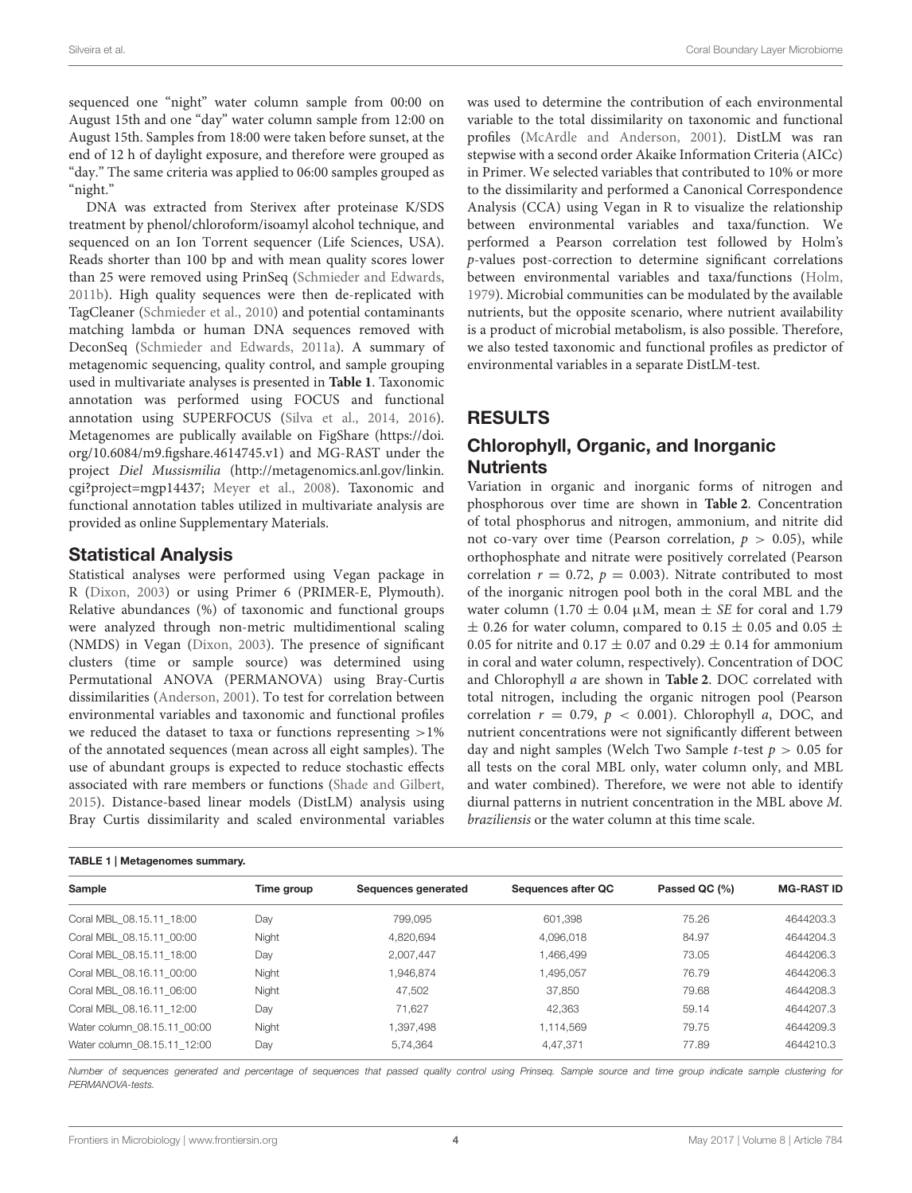sequenced one "night" water column sample from 00:00 on August 15th and one "day" water column sample from 12:00 on August 15th. Samples from 18:00 were taken before sunset, at the end of 12 h of daylight exposure, and therefore were grouped as "day." The same criteria was applied to 06:00 samples grouped as "night."

DNA was extracted from Sterivex after proteinase K/SDS treatment by phenol/chloroform/isoamyl alcohol technique, and sequenced on an Ion Torrent sequencer (Life Sciences, USA). Reads shorter than 100 bp and with mean quality scores lower than 25 were removed using PrinSeq (Schmieder and Edwards, 2011b). High quality sequences were then de-replicated with TagCleaner (Schmieder et al., 2010) and potential contaminants matching lambda or human DNA sequences removed with DeconSeq (Schmieder and Edwards, 2011a). A summary of metagenomic sequencing, quality control, and sample grouping used in multivariate analyses is presented in **Table 1**. Taxonomic annotation was performed using FOCUS and functional annotation using SUPERFOCUS (Silva et al., 2014, 2016). Metagenomes are publically available on FigShare (https://doi.org/10.6084/m9.figshare.4614745.v1) and MG-RAST under the project *Diel Mussismilia* (http://metagenomics.anl.gov/linkin.cgi?project=mgp14437; Meyer et al., 2008). Taxonomic and functional annotation tables utilized in multivariate analysis are provided as online Supplementary Materials.

## Statistical Analysis

Statistical analyses were performed using Vegan package in R (Dixon, 2003) or using Primer 6 (PRIMER-E, Plymouth). Relative abundances (%) of taxonomic and functional groups were analyzed through non-metric multidimentional scaling (NMDS) in Vegan (Dixon, 2003). The presence of significant clusters (time or sample source) was determined using Permutational ANOVA (PERMANOVA) using Bray-Curtis dissimilarities (Anderson, 2001). To test for correlation between environmental variables and taxonomic and functional profiles we reduced the dataset to taxa or functions representing >1% of the annotated sequences (mean across all eight samples). The use of abundant groups is expected to reduce stochastic effects associated with rare members or functions (Shade and Gilbert, 2015). Distance-based linear models (DistLM) analysis using Bray Curtis dissimilarity and scaled environmental variables was used to determine the contribution of each environmental variable to the total dissimilarity on taxonomic and functional profiles (McArdle and Anderson, 2001). DistLM was ran stepwise with a second order Akaike Information Criteria (AICc) in Primer. We selected variables that contributed to 10% or more to the dissimilarity and performed a Canonical Correspondence Analysis (CCA) using Vegan in R to visualize the relationship between environmental variables and taxa/function. We performed a Pearson correlation test followed by Holm's *p*-values post-correction to determine significant correlations between environmental variables and taxa/functions (Holm, 1979). Microbial communities can be modulated by the available nutrients, but the opposite scenario, where nutrient availability is a product of microbial metabolism, is also possible. Therefore, we also tested taxonomic and functional profiles as predictor of environmental variables in a separate DistLM-test.

# RESULTS

## Chlorophyll, Organic, and Inorganic Nutrients

Variation in organic and inorganic forms of nitrogen and phosphorous over time are shown in **Table 2**. Concentration of total phosphorus and nitrogen, ammonium, and nitrite did not co-vary over time (Pearson correlation, $p > 0.05$), while orthophosphate and nitrate were positively correlated (Pearson correlation $r = 0.72$, $p = 0.003$). Nitrate contributed to most of the inorganic nitrogen pool both in the coral MBL and the water column ($1.70 \pm 0.04$ μM, mean ± *SE* for coral and $1.79 \pm 0.26$ for water column, compared to $0.15 \pm 0.05$ and $0.05 \pm 0.05$ for nitrite and $0.17 \pm 0.07$ and $0.29 \pm 0.14$ for ammonium in coral and water column, respectively). Concentration of DOC and Chlorophyll *a* are shown in **Table 2**. DOC correlated with total nitrogen, including the organic nitrogen pool (Pearson correlation $r = 0.79$, $p < 0.001$). Chlorophyll *a*, DOC, and nutrient concentrations were not significantly different between day and night samples (Welch Two Sample *t*-test $p > 0.05$ for all tests on the coral MBL only, water column only, and MBL and water combined). Therefore, we were not able to identify diurnal patterns in nutrient concentration in the MBL above *M. braziliensis* or the water column at this time scale.

**TABLE 1 | Metagenomes summary.**

| Sample | Time group | Sequences generated | Sequences after QC | Passed QC (%) | MG-RAST ID |
|---|---|---|---|---|---|
| Coral MBL_08.15.11_18:00 | Day | 799,095 | 601,398 | 75.26 | 4644203.3 |
| Coral MBL_08.15.11_00:00 | Night | 4,820,694 | 4,096,018 | 84.97 | 4644204.3 |
| Coral MBL_08.15.11_18:00 | Day | 2,007,447 | 1,466,499 | 73.05 | 4644206.3 |
| Coral MBL_08.16.11_00:00 | Night | 1,946,874 | 1,495,057 | 76.79 | 4644206.3 |
| Coral MBL_08.16.11_06:00 | Night | 47,502 | 37,850 | 79.68 | 4644208.3 |
| Coral MBL_08.16.11_12:00 | Day | 71,627 | 42,363 | 59.14 | 4644207.3 |
| Water column_08.15.11_00:00 | Night | 1,397,498 | 1,114,569 | 79.75 | 4644209.3 |
| Water column_08.15.11_12:00 | Day | 5,74,364 | 4,47,371 | 77.89 | 4644210.3 |

*Number of sequences generated and percentage of sequences that passed quality control using Prinseq. Sample source and time group indicate sample clustering for PERMANOVA-tests.*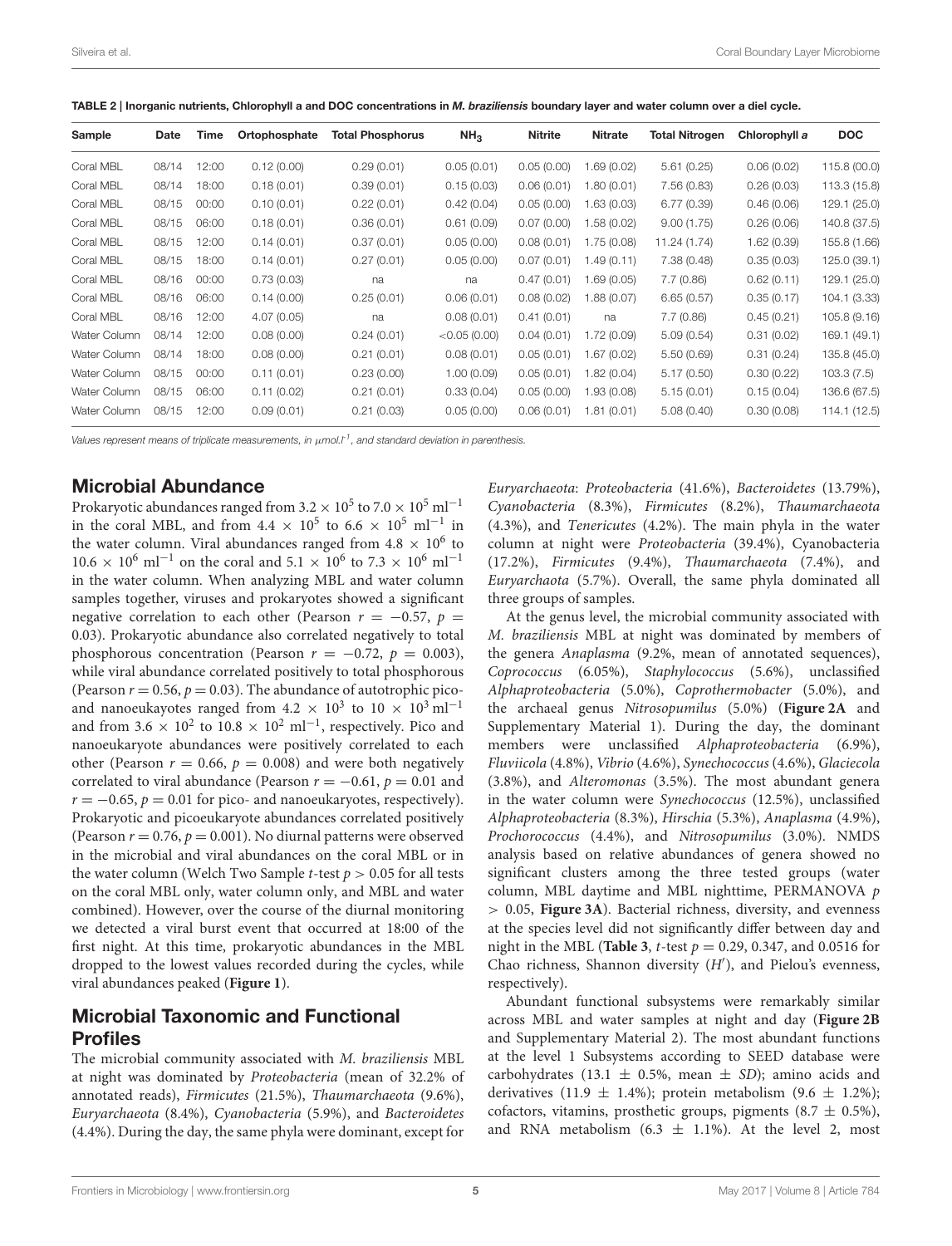**TABLE 2 | Inorganic nutrients, Chlorophyll a and DOC concentrations in *M. braziliensis* boundary layer and water column over a diel cycle.**

| Sample | Date | Time | Ortophosphate | Total Phosphorus | $NH_3$ | Nitrite | Nitrate | Total Nitrogen | Chlorophyll *a* | DOC |
|---|---|---|---|---|---|---|---|---|---|---|
| Coral MBL | 08/14 | 12:00 | 0.12 (0.00) | 0.29 (0.01) | 0.05 (0.01) | 0.05 (0.00) | 1.69 (0.02) | 5.61 (0.25) | 0.06 (0.02) | 115.8 (00.0) |
| Coral MBL | 08/14 | 18:00 | 0.18 (0.01) | 0.39 (0.01) | 0.15 (0.03) | 0.06 (0.01) | 1.80 (0.01) | 7.56 (0.83) | 0.26 (0.03) | 113.3 (15.8) |
| Coral MBL | 08/15 | 00:00 | 0.10 (0.01) | 0.22 (0.01) | 0.42 (0.04) | 0.05 (0.00) | 1.63 (0.03) | 6.77 (0.39) | 0.46 (0.06) | 129.1 (25.0) |
| Coral MBL | 08/15 | 06:00 | 0.18 (0.01) | 0.36 (0.01) | 0.61 (0.09) | 0.07 (0.00) | 1.58 (0.02) | 9.00 (1.75) | 0.26 (0.06) | 140.8 (37.5) |
| Coral MBL | 08/15 | 12:00 | 0.14 (0.01) | 0.37 (0.01) | 0.05 (0.00) | 0.08 (0.01) | 1.75 (0.08) | 11.24 (1.74) | 1.62 (0.39) | 155.8 (1.66) |
| Coral MBL | 08/15 | 18:00 | 0.14 (0.01) | 0.27 (0.01) | 0.05 (0.00) | 0.07 (0.01) | 1.49 (0.11) | 7.38 (0.48) | 0.35 (0.03) | 125.0 (39.1) |
| Coral MBL | 08/16 | 00:00 | 0.73 (0.03) | na | na | 0.47 (0.01) | 1.69 (0.05) | 7.7 (0.86) | 0.62 (0.11) | 129.1 (25.0) |
| Coral MBL | 08/16 | 06:00 | 0.14 (0.00) | 0.25 (0.01) | 0.06 (0.01) | 0.08 (0.02) | 1.88 (0.07) | 6.65 (0.57) | 0.35 (0.17) | 104.1 (3.33) |
| Coral MBL | 08/16 | 12:00 | 4.07 (0.05) | na | 0.08 (0.01) | 0.41 (0.01) | na | 7.7 (0.86) | 0.45 (0.21) | 105.8 (9.16) |
| Water Column | 08/14 | 12:00 | 0.08 (0.00) | 0.24 (0.01) | <0.05 (0.00) | 0.04 (0.01) | 1.72 (0.09) | 5.09 (0.54) | 0.31 (0.02) | 169.1 (49.1) |
| Water Column | 08/14 | 18:00 | 0.08 (0.00) | 0.21 (0.01) | 0.08 (0.01) | 0.05 (0.01) | 1.67 (0.02) | 5.50 (0.69) | 0.31 (0.24) | 135.8 (45.0) |
| Water Column | 08/15 | 00:00 | 0.11 (0.01) | 0.23 (0.00) | 1.00 (0.09) | 0.05 (0.01) | 1.82 (0.04) | 5.17 (0.50) | 0.30 (0.22) | 103.3 (7.5) |
| Water Column | 08/15 | 06:00 | 0.11 (0.02) | 0.21 (0.01) | 0.33 (0.04) | 0.05 (0.00) | 1.93 (0.08) | 5.15 (0.01) | 0.15 (0.04) | 136.6 (67.5) |
| Water Column | 08/15 | 12:00 | 0.09 (0.01) | 0.21 (0.03) | 0.05 (0.00) | 0.06 (0.01) | 1.81 (0.01) | 5.08 (0.40) | 0.30 (0.08) | 114.1 (12.5) |

*Values represent means of triplicate measurements, in $\mu mol.l^{-1}$, and standard deviation in parenthesis.*

## Microbial Abundance

Prokaryotic abundances ranged from $3.2 \times 10^5$ to $7.0 \times 10^5$ ml$^{-1}$ in the coral MBL, and from $4.4 \times 10^5$ to $6.6 \times 10^5$ ml$^{-1}$ in the water column. Viral abundances ranged from $4.8 \times 10^6$ to $10.6 \times 10^6$ ml$^{-1}$ on the coral and $5.1 \times 10^6$ to $7.3 \times 10^6$ ml$^{-1}$ in the water column. When analyzing MBL and water column samples together, viruses and prokaryotes showed a significant negative correlation to each other (Pearson $r = -0.57$, $p = 0.03$). Prokaryotic abundance also correlated negatively to total phosphorous concentration (Pearson $r = -0.72$, $p = 0.003$), while viral abundance correlated positively to total phosphorous (Pearson $r = 0.56$, $p = 0.03$). The abundance of autotrophic pico- and nanoeukayotes ranged from $4.2 \times 10^3$ to $10 \times 10^3$ ml$^{-1}$ and from $3.6 \times 10^2$ to $10.8 \times 10^2$ ml$^{-1}$, respectively. Pico and nanoeukaryote abundances were positively correlated to each other (Pearson $r = 0.66$, $p = 0.008$) and were both negatively correlated to viral abundance (Pearson $r = -0.61$, $p = 0.01$ and $r = -0.65$, $p = 0.01$ for pico- and nanoeukaryotes, respectively). Prokaryotic and picoeukaryote abundances correlated positively (Pearson $r = 0.76$, $p = 0.001$). No diurnal patterns were observed in the microbial and viral abundances on the coral MBL or in the water column (Welch Two Sample *t*-test $p > 0.05$ for all tests on the coral MBL only, water column only, and MBL and water combined). However, over the course of the diurnal monitoring we detected a viral burst event that occurred at 18:00 of the first night. At this time, prokaryotic abundances in the MBL dropped to the lowest values recorded during the cycles, while viral abundances peaked (**Figure 1**).

## Microbial Taxonomic and Functional Profiles

The microbial community associated with *M. braziliensis* MBL at night was dominated by *Proteobacteria* (mean of 32.2% of annotated reads), *Firmicutes* (21.5%), *Thaumarchaeota* (9.6%), *Euryarchaeota* (8.4%), *Cyanobacteria* (5.9%), and *Bacteroidetes* (4.4%). During the day, the same phyla were dominant, except for *Euryarchaeota*: *Proteobacteria* (41.6%), *Bacteroidetes* (13.79%), *Cyanobacteria* (8.3%), *Firmicutes* (8.2%), *Thaumarchaeota* (4.3%), and *Tenericutes* (4.2%). The main phyla in the water column at night were *Proteobacteria* (39.4%), Cyanobacteria (17.2%), *Firmicutes* (9.4%), *Thaumarchaeota* (7.4%), and *Euryarchaota* (5.7%). Overall, the same phyla dominated all three groups of samples.

At the genus level, the microbial community associated with *M. braziliensis* MBL at night was dominated by members of the genera *Anaplasma* (9.2%, mean of annotated sequences), *Coprococcus* (6.05%), *Staphylococcus* (5.6%), unclassified *Alphaproteobacteria* (5.0%), *Coprothermobacter* (5.0%), and the archaeal genus *Nitrosopumilus* (5.0%) (**Figure 2A** and Supplementary Material 1). During the day, the dominant members were unclassified *Alphaproteobacteria* (6.9%), *Fluviicola* (4.8%), *Vibrio* (4.6%), *Synechococcus* (4.6%), *Glaciecola* (3.8%), and *Alteromonas* (3.5%). The most abundant genera in the water column were *Synechococcus* (12.5%), unclassified *Alphaproteobacteria* (8.3%), *Hirschia* (5.3%), *Anaplasma* (4.9%), *Prochorococcus* (4.4%), and *Nitrosopumilus* (3.0%). NMDS analysis based on relative abundances of genera showed no significant clusters among the three tested groups (water column, MBL daytime and MBL nighttime, PERMANOVA $p > 0.05$, **Figure 3A**). Bacterial richness, diversity, and evenness at the species level did not significantly differ between day and night in the MBL (**Table 3**, *t*-test $p = 0.29$, 0.347, and 0.0516 for Chao richness, Shannon diversity ($H'$), and Pielou's evenness, respectively).

Abundant functional subsystems were remarkably similar across MBL and water samples at night and day (**Figure 2B** and Supplementary Material 2). The most abundant functions at the level 1 Subsystems according to SEED database were carbohydrates ($13.1 \pm 0.5\%$, mean $\pm$ *SD*); amino acids and derivatives ($11.9 \pm 1.4\%$); protein metabolism ($9.6 \pm 1.2\%$); cofactors, vitamins, prosthetic groups, pigments ($8.7 \pm 0.5\%$), and RNA metabolism ($6.3 \pm 1.1\%$). At the level 2, most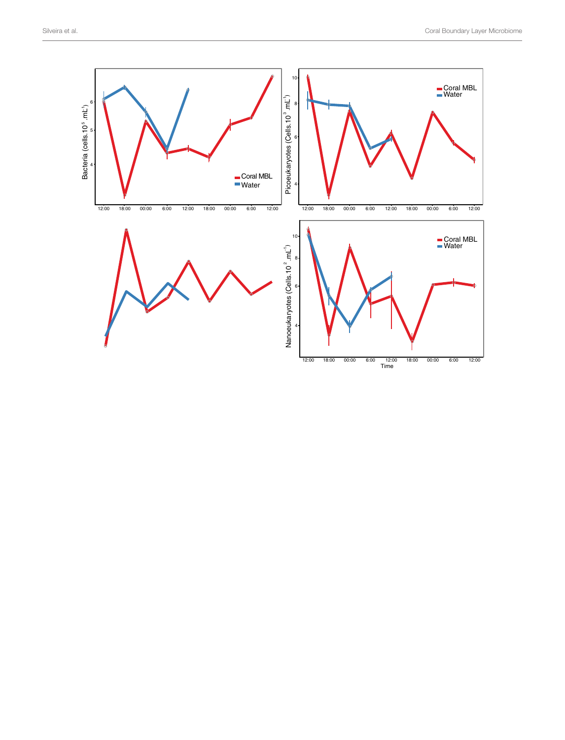Bacteria (cells.10 5 .mL-1)

6
5
4

Coral MBL
Water

12:00 18:00 00:00 6:00 12:00 18:00 00:00 6:00 12:00

Picoeukaryotes (Cells.10 3 .mL-1)

10
8
6
4

Coral MBL
Water

12:00 18:00 00:00 6:00 12:00 18:00 00:00 6:00 12:00

Nanoeukaryotes (Cells.10 2 .mL-1)

10
8
6
4

Coral MBL
Water

12:00 18:00 00:00 6:00 12:00 18:00 00:00 6:00 12:00

Time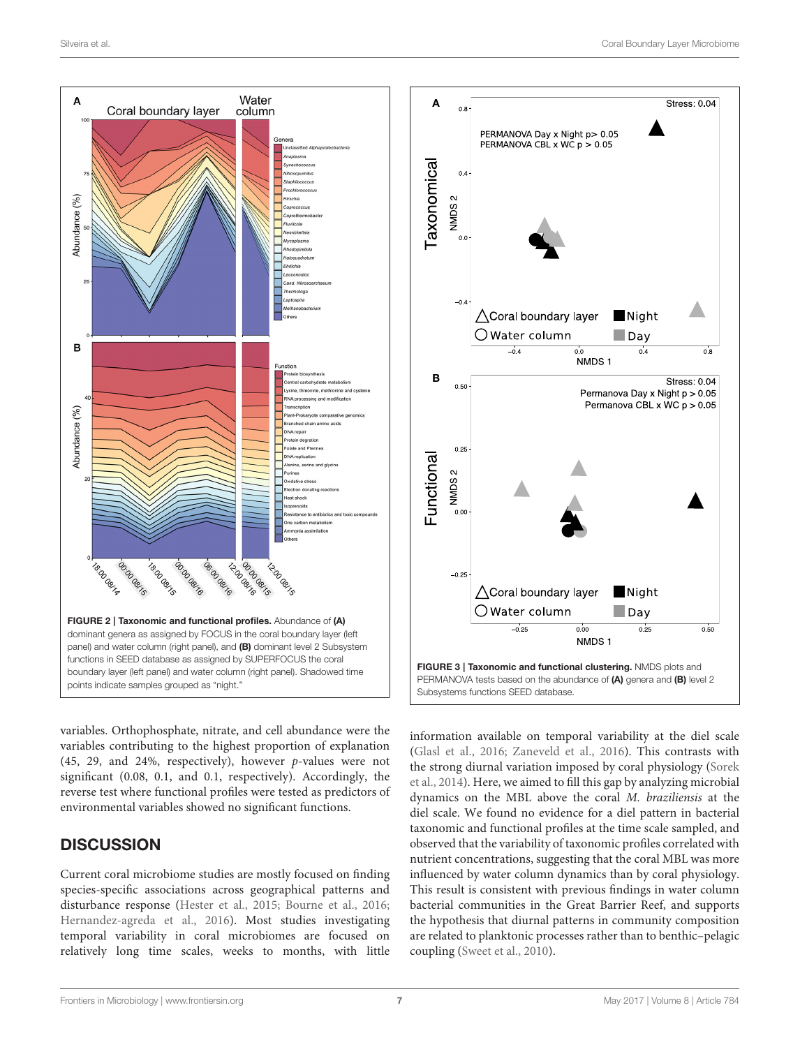FIGURE 2 | **Taxonomic and functional profiles.** Abundance of **(A)** dominant genera as assigned by FOCUS in the coral boundary layer (left panel) and water column (right panel), and **(B)** dominant level 2 Subsystem functions in SEED database as assigned by SUPERFOCUS the coral boundary layer (left panel) and water column (right panel). Shadowed time points indicate samples grouped as "night."

FIGURE 3 | **Taxonomic and functional clustering.** NMDS plots and PERMANOVA tests based on the abundance of **(A)** genera and **(B)** level 2 Subsystems functions SEED database.

variables. Orthophosphate, nitrate, and cell abundance were the variables contributing to the highest proportion of explanation (45, 29, and 24%, respectively), however *p*-values were not significant (0.08, 0.1, and 0.1, respectively). Accordingly, the reverse test where functional profiles were tested as predictors of environmental variables showed no significant functions.

## DISCUSSION

Current coral microbiome studies are mostly focused on finding species-specific associations across geographical patterns and disturbance response (Hester et al., 2015; Bourne et al., 2016; Hernandez-agreda et al., 2016). Most studies investigating temporal variability in coral microbiomes are focused on relatively long time scales, weeks to months, with little information available on temporal variability at the diel scale (Glasl et al., 2016; Zaneveld et al., 2016). This contrasts with the strong diurnal variation imposed by coral physiology (Sorek et al., 2014). Here, we aimed to fill this gap by analyzing microbial dynamics on the MBL above the coral *M. braziliensis* at the diel scale. We found no evidence for a diel pattern in bacterial taxonomic and functional profiles at the time scale sampled, and observed that the variability of taxonomic profiles correlated with nutrient concentrations, suggesting that the coral MBL was more influenced by water column dynamics than by coral physiology. This result is consistent with previous findings in water column bacterial communities in the Great Barrier Reef, and supports the hypothesis that diurnal patterns in community composition are related to planktonic processes rather than to benthic–pelagic coupling (Sweet et al., 2010).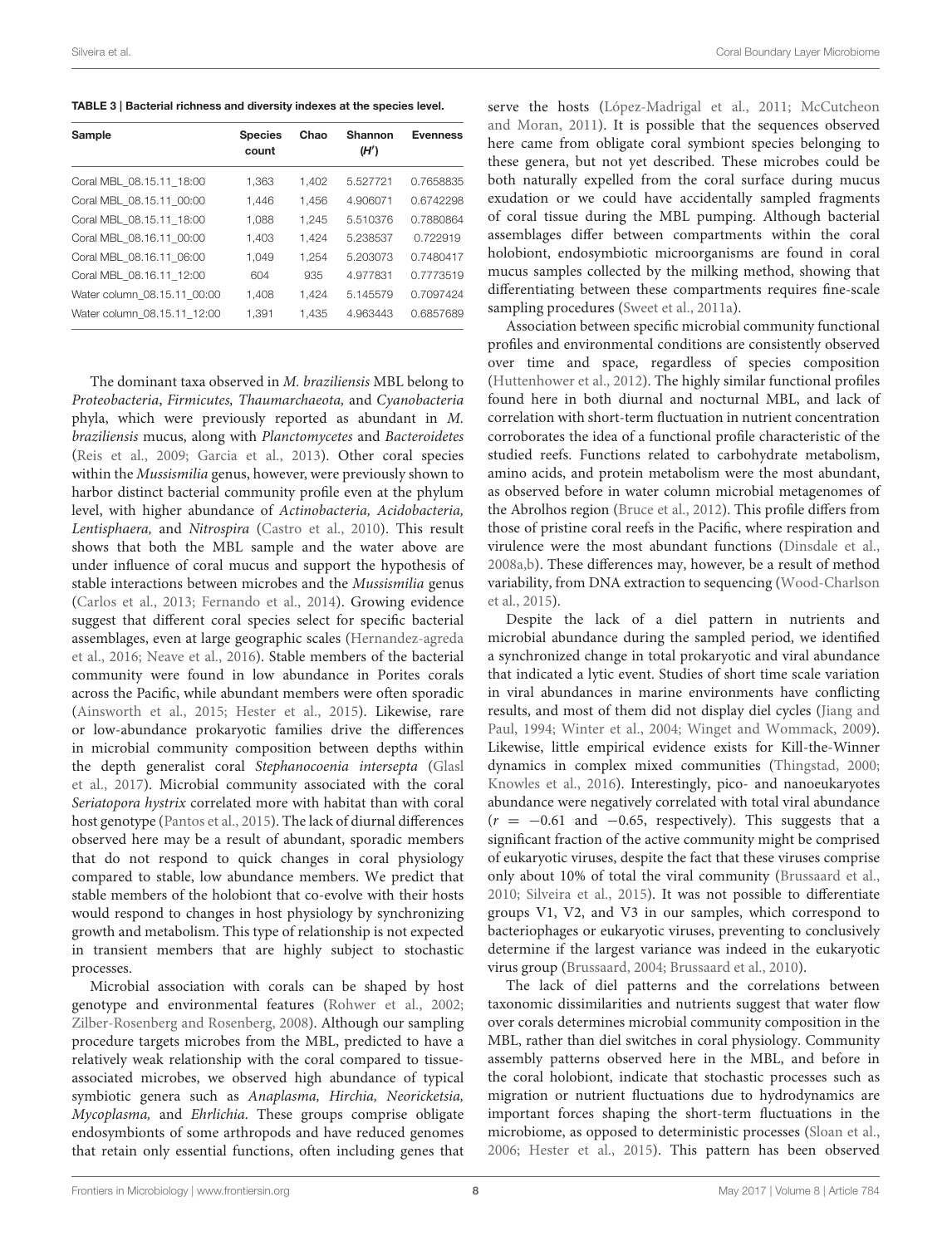**TABLE 3 | Bacterial richness and diversity indexes at the species level.**

| Sample | Species count | Chao | Shannon ($H'$) | Evenness |
|---|---|---|---|---|
| Coral MBL_08.15.11_18:00 | 1,363 | 1,402 | 5.527721 | 0.7658835 |
| Coral MBL_08.15.11_00:00 | 1,446 | 1,456 | 4.906071 | 0.6742298 |
| Coral MBL_08.15.11_18:00 | 1,088 | 1,245 | 5.510376 | 0.7880864 |
| Coral MBL_08.16.11_00:00 | 1,403 | 1,424 | 5.238537 | 0.722919 |
| Coral MBL_08.16.11_06:00 | 1,049 | 1,254 | 5.203073 | 0.7480417 |
| Coral MBL_08.16.11_12:00 | 604 | 935 | 4.977831 | 0.7773519 |
| Water column_08.15.11_00:00 | 1,408 | 1,424 | 5.145579 | 0.7097424 |
| Water column_08.15.11_12:00 | 1,391 | 1,435 | 4.963443 | 0.6857689 |

The dominant taxa observed in *M. braziliensis* MBL belong to *Proteobacteria*, *Firmicutes, Thaumarchaeota,* and *Cyanobacteria* phyla, which were previously reported as abundant in *M. braziliensis* mucus, along with *Planctomycetes* and *Bacteroidetes* (Reis et al., 2009; Garcia et al., 2013). Other coral species within the *Mussismilia* genus, however, were previously shown to harbor distinct bacterial community profile even at the phylum level, with higher abundance of *Actinobacteria, Acidobacteria, Lentisphaea,* and *Nitrospira* (Castro et al., 2010). This result shows that both the MBL sample and the water above are under influence of coral mucus and support the hypothesis of stable interactions between microbes and the *Mussismilia* genus (Carlos et al., 2013; Fernando et al., 2014). Growing evidence suggest that different coral species select for specific bacterial assemblages, even at large geographic scales (Hernandez-agreda et al., 2016; Neave et al., 2016). Stable members of the bacterial community were found in low abundance in Porites corals across the Pacific, while abundant members were often sporadic (Ainsworth et al., 2015; Hester et al., 2015). Likewise, rare or low-abundance prokaryotic families drive the differences in microbial community composition between depths within the depth generalist coral *Stephanocoenia intersepta* (Glasl et al., 2017). Microbial community associated with the coral *Seriatopora hystrix* correlated more with habitat than with coral host genotype (Pantos et al., 2015). The lack of diurnal differences observed here may be a result of abundant, sporadic members that do not respond to quick changes in coral physiology compared to stable, low abundance members. We predict that stable members of the holobiont that co-evolve with their hosts would respond to changes in host physiology by synchronizing growth and metabolism. This type of relationship is not expected in transient members that are highly subject to stochastic processes.

Microbial association with corals can be shaped by host genotype and environmental features (Rohwer et al., 2002; Zilber-Rosenberg and Rosenberg, 2008). Although our sampling procedure targets microbes from the MBL, predicted to have a relatively weak relationship with the coral compared to tissue-associated microbes, we observed high abundance of typical symbiotic genera such as *Anaplasma, Hirchia, Neoricketsia, Mycoplasma,* and *Ehrlichia*. These groups comprise obligate endosymbionts of some arthropods and have reduced genomes that retain only essential functions, often including genes that serve the hosts (López-Madrigal et al., 2011; McCutcheon and Moran, 2011). It is possible that the sequences observed here came from obligate coral symbiont species belonging to these genera, but not yet described. These microbes could be both naturally expelled from the coral surface during mucus exudation or we could have accidentally sampled fragments of coral tissue during the MBL pumping. Although bacterial assemblages differ between compartments within the coral holobiont, endosymbiotic microorganisms are found in coral mucus samples collected by the milking method, showing that differentiating between these compartments requires fine-scale sampling procedures (Sweet et al., 2011a).

Association between specific microbial community functional profiles and environmental conditions are consistently observed over time and space, regardless of species composition (Huttenhower et al., 2012). The highly similar functional profiles found here in both diurnal and nocturnal MBL, and lack of correlation with short-term fluctuation in nutrient concentration corroborates the idea of a functional profile characteristic of the studied reefs. Functions related to carbohydrate metabolism, amino acids, and protein metabolism were the most abundant, as observed before in water column microbial metagenomes of the Abrolhos region (Bruce et al., 2012). This profile differs from those of pristine coral reefs in the Pacific, where respiration and virulence were the most abundant functions (Dinsdale et al., 2008a,b). These differences may, however, be a result of method variability, from DNA extraction to sequencing (Wood-Charlson et al., 2015).

Despite the lack of a diel pattern in nutrients and microbial abundance during the sampled period, we identified a synchronized change in total prokaryotic and viral abundance that indicated a lytic event. Studies of short time scale variation in viral abundances in marine environments have conflicting results, and most of them did not display diel cycles (Jiang and Paul, 1994; Winter et al., 2004; Winget and Wommack, 2009). Likewise, little empirical evidence exists for Kill-the-Winner dynamics in complex mixed communities (Thingstad, 2000; Knowles et al., 2016). Interestingly, pico- and nanoeukaryotes abundance were negatively correlated with total viral abundance ($r = -0.61$ and $-0.65$, respectively). This suggests that a significant fraction of the active community might be comprised of eukaryotic viruses, despite the fact that these viruses comprise only about 10% of total the viral community (Brussaard et al., 2010; Silveira et al., 2015). It was not possible to differentiate groups V1, V2, and V3 in our samples, which correspond to bacteriophages or eukaryotic viruses, preventing to conclusively determine if the largest variance was indeed in the eukaryotic virus group (Brussaard, 2004; Brussaard et al., 2010).

The lack of diel patterns and the correlations between taxonomic dissimilarities and nutrients suggest that water flow over corals determines microbial community composition in the MBL, rather than diel switches in coral physiology. Community assembly patterns observed here in the MBL, and before in the coral holobiont, indicate that stochastic processes such as migration or nutrient fluctuations due to hydrodynamics are important forces shaping the short-term fluctuations in the microbiome, as opposed to deterministic processes (Sloan et al., 2006; Hester et al., 2015). This pattern has been observed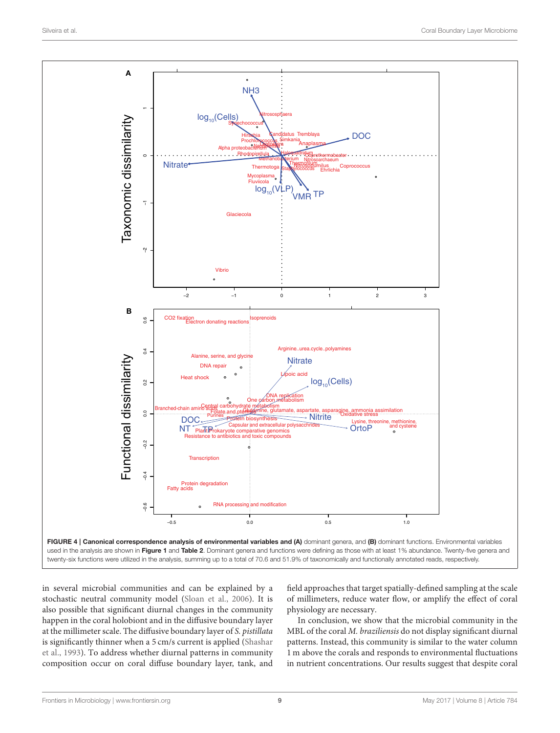**FIGURE 4 | Canonical correspondence analysis of environmental variables and (A)** dominant genera, and **(B)** dominant functions. Environmental variables used in the analysis are shown in **Figure 1** and **Table 2**. Dominant genera and functions were defining as those with at least 1% abundance. Twenty-five genera and twenty-six functions were utilized in the analysis, summing up to a total of 70.6 and 51.9% of taxonomically and functionally annotated reads, respectively.

in several microbial communities and can be explained by a stochastic neutral community model (Sloan et al., 2006). It is also possible that significant diurnal changes in the community happen in the coral holobiont and in the diffusive boundary layer at the millimeter scale. The diffusive boundary layer of *S. pistillata* is significantly thinner when a 5 cm/s current is applied (Shashar et al., 1993). To address whether diurnal patterns in community composition occur on coral diffuse boundary layer, tank, and field approaches that target spatially-defined sampling at the scale of millimeters, reduce water flow, or amplify the effect of coral physiology are necessary.

In conclusion, we show that the microbial community in the MBL of the coral *M. braziliensis* do not display significant diurnal patterns. Instead, this community is similar to the water column 1 m above the corals and responds to environmental fluctuations in nutrient concentrations. Our results suggest that despite coral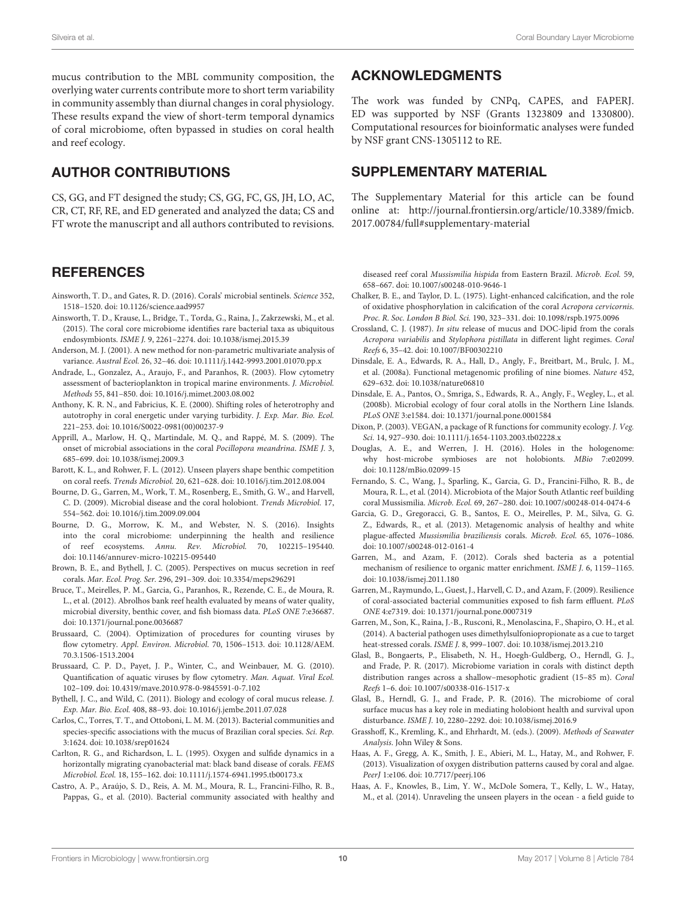mucus contribution to the MBL community composition, the overlying water currents contribute more to short term variability in community assembly than diurnal changes in coral physiology. These results expand the view of short-term temporal dynamics of coral microbiome, often bypassed in studies on coral health and reef ecology.

## AUTHOR CONTRIBUTIONS

CS, GG, and FT designed the study; CS, GG, FC, GS, JH, LO, AC, CR, CT, RF, RE, and ED generated and analyzed the data; CS and FT wrote the manuscript and all authors contributed to revisions.

## ACKNOWLEDGMENTS

The work was funded by CNPq, CAPES, and FAPERJ. ED was supported by NSF (Grants 1323809 and 1330800). Computational resources for bioinformatic analyses were funded by NSF grant CNS-1305112 to RE.

## SUPPLEMENTARY MATERIAL

The Supplementary Material for this article can be found online at: http://journal.frontiersin.org/article/10.3389/fmicb.2017.00784/full#supplementary-material

## REFERENCES

Ainsworth, T. D., and Gates, R. D. (2016). Corals' microbial sentinels. *Science* 352, 1518–1520. doi: 10.1126/science.aad9957

Ainsworth, T. D., Krause, L., Bridge, T., Torda, G., Raina, J., Zakrzewski, M., et al. (2015). The coral core microbiome identifies rare bacterial taxa as ubiquitous endosymbionts. *ISME J.* 9, 2261–2274. doi: 10.1038/ismej.2015.39

Anderson, M. J. (2001). A new method for non-parametric multivariate analysis of variance. *Austral Ecol.* 26, 32–46. doi: 10.1111/j.1442-9993.2001.01070.pp.x

Andrade, L., Gonzalez, A., Araujo, F., and Paranhos, R. (2003). Flow cytometry assessment of bacterioplankton in tropical marine environments. *J. Microbiol. Methods* 55, 841–850. doi: 10.1016/j.mimet.2003.08.002

Anthony, K. R. N., and Fabricius, K. E. (2000). Shifting roles of heterotrophy and autotrophy in coral energetic under varying turbidity. *J. Exp. Mar. Bio. Ecol.* 221–253. doi: 10.1016/S0022-0981(00)00237-9

Apprill, A., Marlow, H. Q., Martindale, M. Q., and Rappé, M. S. (2009). The onset of microbial associations in the coral *Pocillopora meandrina*. *ISME J.* 3, 685–699. doi: 10.1038/ismej.2009.3

Barott, K. L., and Rohwer, F. L. (2012). Unseen players shape benthic competition on coral reefs. *Trends Microbiol.* 20, 621–628. doi: 10.1016/j.tim.2012.08.004

Bourne, D. G., Garren, M., Work, T. M., Rosenberg, E., Smith, G. W., and Harvell, C. D. (2009). Microbial disease and the coral holobiont. *Trends Microbiol.* 17, 554–562. doi: 10.1016/j.tim.2009.09.004

Bourne, D. G., Morrow, K. M., and Webster, N. S. (2016). Insights into the coral microbiome: underpinning the health and resilience of reef ecosystems. *Annu. Rev. Microbiol.* 70, 102215–195440. doi: 10.1146/annurev-micro-102215-095440

Brown, B. E., and Bythell, J. C. (2005). Perspectives on mucus secretion in reef corals. *Mar. Ecol. Prog. Ser.* 296, 291–309. doi: 10.3354/meps296291

Bruce, T., Meirelles, P. M., Garcia, G., Paranhos, R., Rezende, C. E., de Moura, R. L., et al. (2012). Abrolhos bank reef health evaluated by means of water quality, microbial diversity, benthic cover, and fish biomass data. *PLoS ONE* 7:e36687. doi: 10.1371/journal.pone.0036687

Brussaard, C. (2004). Optimization of procedures for counting viruses by flow cytometry. *Appl. Environ. Microbiol.* 70, 1506–1513. doi: 10.1128/AEM.70.3.1506-1513.2004

Brussaard, C. P. D., Payet, J. P., Winter, C., and Weinbauer, M. G. (2010). Quantification of aquatic viruses by flow cytometry. *Man. Aquat. Viral Ecol.* 102–109. doi: 10.4319/mave.2010.978-0-9845591-0-7.102

Bythell, J. C., and Wild, C. (2011). Biology and ecology of coral mucus release. *J. Exp. Mar. Bio. Ecol.* 408, 88–93. doi: 10.1016/j.jembe.2011.07.028

Carlos, C., Torres, T. T., and Ottoboni, L. M. M. (2013). Bacterial communities and species-specific associations with the mucus of Brazilian coral species. *Sci. Rep.* 3:1624. doi: 10.1038/srep01624

Carlton, R. G., and Richardson, L. L. (1995). Oxygen and sulfide dynamics in a horizontally migrating cyanobacterial mat: black band disease of corals. *FEMS Microbiol. Ecol.* 18, 155–162. doi: 10.1111/j.1574-6941.1995.tb00173.x

Castro, A. P., Araújo, S. D., Reis, A. M. M., Moura, R. L., Francini-Filho, R. B., Pappas, G., et al. (2010). Bacterial community associated with healthy and diseased reef coral *Mussismilia hispida* from Eastern Brazil. *Microb. Ecol.* 59, 658–667. doi: 10.1007/s00248-010-9646-1

Chalker, B. E., and Taylor, D. L. (1975). Light-enhanced calcification, and the role of oxidative phosphorylation in calcification of the coral *Acropora cervicornis*. *Proc. R. Soc. London B Biol. Sci.* 190, 323–331. doi: 10.1098/rspb.1975.0096

Crossland, C. J. (1987). *In situ* release of mucus and DOC-lipid from the corals *Acropora variabilis* and *Stylophora pistillata* in different light regimes. *Coral Reefs* 6, 35–42. doi: 10.1007/BF00302210

Dinsdale, E. A., Edwards, R. A., Hall, D., Angly, F., Breitbart, M., Brulc, J. M., et al. (2008a). Functional metagenomic profiling of nine biomes. *Nature* 452, 629–632. doi: 10.1038/nature06810

Dinsdale, E. A., Pantos, O., Smriga, S., Edwards, R. A., Angly, F., Wegley, L., et al. (2008b). Microbial ecology of four coral atolls in the Northern Line Islands. *PLoS ONE* 3:e1584. doi: 10.1371/journal.pone.0001584

Dixon, P. (2003). VEGAN, a package of R functions for community ecology. *J. Veg. Sci.* 14, 927–930. doi: 10.1111/j.1654-1103.2003.tb02228.x

Douglas, A. E., and Werren, J. H. (2016). Holes in the hologenome: why host-microbe symbioses are not holobionts. *MBio* 7:e02099. doi: 10.1128/mBio.02099-15

Fernando, S. C., Wang, J., Sparling, K., Garcia, G. D., Francini-Filho, R. B., de Moura, R. L., et al. (2014). Microbiota of the Major South Atlantic reef building coral Mussismilia. *Microb. Ecol.* 69, 267–280. doi: 10.1007/s00248-014-0474-6

Garcia, G. D., Gregoracci, G. B., Santos, E. O., Meirelles, P. M., Silva, G. G. Z., Edwards, R., et al. (2013). Metagenomic analysis of healthy and white plague-affected *Mussismilia braziliensis* corals. *Microb. Ecol.* 65, 1076–1086. doi: 10.1007/s00248-012-0161-4

Garren, M., and Azam, F. (2012). Corals shed bacteria as a potential mechanism of resilience to organic matter enrichment. *ISME J.* 6, 1159–1165. doi: 10.1038/ismej.2011.180

Garren, M., Raymundo, L., Guest, J., Harvell, C. D., and Azam, F. (2009). Resilience of coral-associated bacterial communities exposed to fish farm effluent. *PLoS ONE* 4:e7319. doi: 10.1371/journal.pone.0007319

Garren, M., Son, K., Raina, J.-B., Rusconi, R., Menolascina, F., Shapiro, O. H., et al. (2014). A bacterial pathogen uses dimethylsulfoniopropionate as a cue to target heat-stressed corals. *ISME J.* 8, 999–1007. doi: 10.1038/ismej.2013.210

Glasl, B., Bongaerts, P., Elisabeth, N. H., Hoegh-Guldberg, O., Herndl, G. J., and Frade, P. R. (2017). Microbiome variation in corals with distinct depth distribution ranges across a shallow–mesophotic gradient (15–85 m). *Coral Reefs* 1–6. doi: 10.1007/s00338-016-1517-x

Glasl, B., Herndl, G. J., and Frade, P. R. (2016). The microbiome of coral surface mucus has a key role in mediating holobiont health and survival upon disturbance. *ISME J.* 10, 2280–2292. doi: 10.1038/ismej.2016.9

Grasshoff, K., Kremling, K., and Ehrhardt, M. (eds.). (2009). *Methods of Seawater Analysis*. John Wiley & Sons.

Haas, A. F., Gregg, A. K., Smith, J. E., Abieri, M. L., Hatay, M., and Rohwer, F. (2013). Visualization of oxygen distribution patterns caused by coral and algae. *PeerJ* 1:e106. doi: 10.7717/peerj.106

Haas, A. F., Knowles, B., Lim, Y. W., McDole Somera, T., Kelly, L. W., Hatay, M., et al. (2014). Unraveling the unseen players in the ocean - a field guide to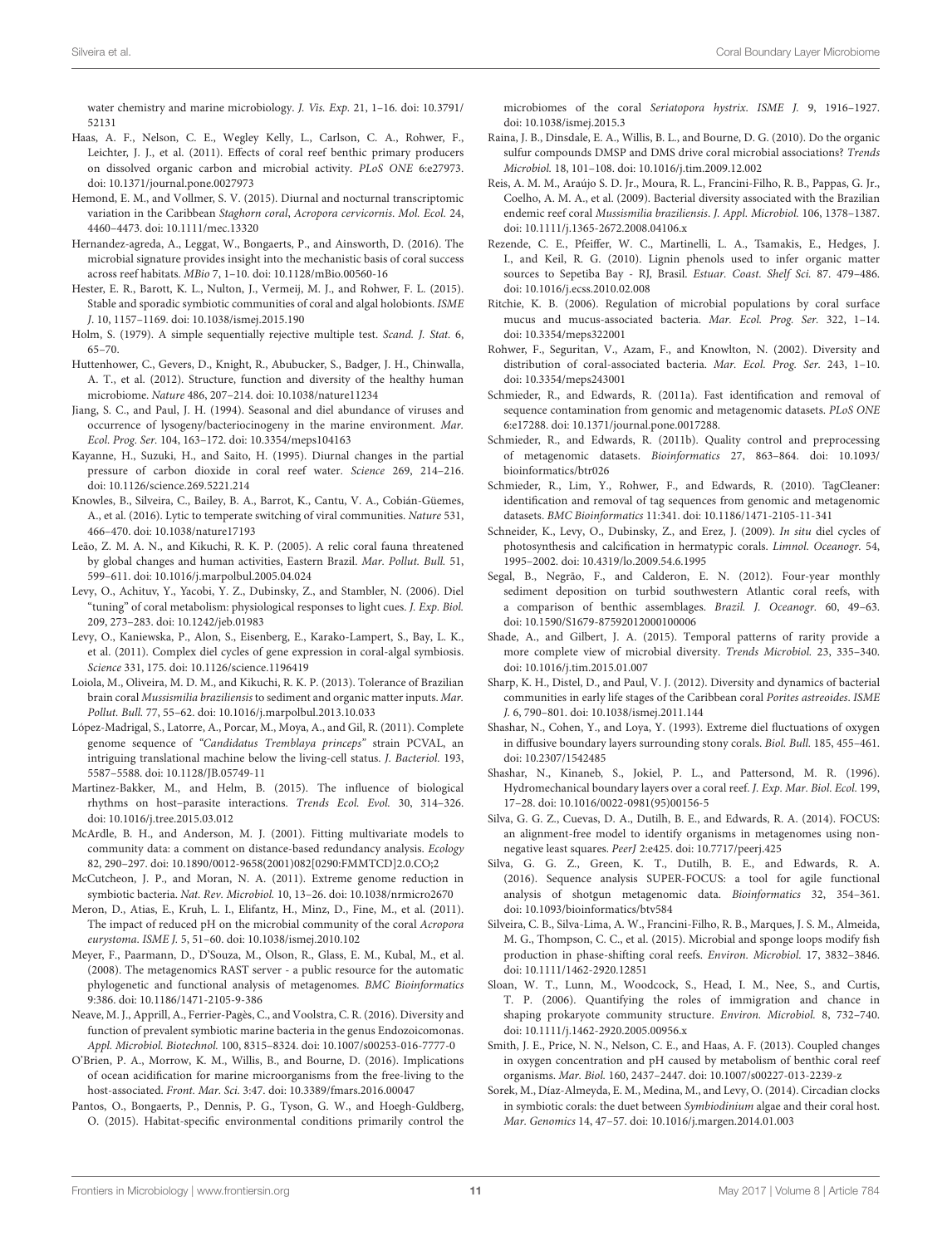water chemistry and marine microbiology. *J. Vis. Exp.* 21, 1–16. doi: 10.3791/52131

Haas, A. F., Nelson, C. E., Wegley Kelly, L., Carlson, C. A., Rohwer, F., Leichter, J. J., et al. (2011). Effects of coral reef benthic primary producers on dissolved organic carbon and microbial activity. *PLoS ONE* 6:e27973. doi: 10.1371/journal.pone.0027973

Hemond, E. M., and Vollmer, S. V. (2015). Diurnal and nocturnal transcriptomic variation in the Caribbean *Staghorn coral*, *Acropora cervicornis*. *Mol. Ecol.* 24, 4460–4473. doi: 10.1111/mec.13320

Hernandez-agreda, A., Leggat, W., Bongaerts, P., and Ainsworth, D. (2016). The microbial signature provides insight into the mechanistic basis of coral success across reef habitats. *MBio* 7, 1–10. doi: 10.1128/mBio.00560-16

Hester, E. R., Barott, K. L., Nulton, J., Vermeij, M. J., and Rohwer, F. L. (2015). Stable and sporadic symbiotic communities of coral and algal holobionts. *ISME J.* 10, 1157–1169. doi: 10.1038/ismej.2015.190

Holm, S. (1979). A simple sequentially rejective multiple test. *Scand. J. Stat.* 6, 65–70.

Huttenhower, C., Gevers, D., Knight, R., Abubucker, S., Badger, J. H., Chinwalla, A. T., et al. (2012). Structure, function and diversity of the healthy human microbiome. *Nature* 486, 207–214. doi: 10.1038/nature11234

Jiang, S. C., and Paul, J. H. (1994). Seasonal and diel abundance of viruses and occurrence of lysogeny/bacteriocinogeny in the marine environment. *Mar. Ecol. Prog. Ser.* 104, 163–172. doi: 10.3354/meps104163

Kayanne, H., Suzuki, H., and Saito, H. (1995). Diurnal changes in the partial pressure of carbon dioxide in coral reef water. *Science* 269, 214–216. doi: 10.1126/science.269.5221.214

Knowles, B., Silveira, C., Bailey, B. A., Barrot, K., Cantu, V. A., Cobián-Güemes, A., et al. (2016). Lytic to temperate switching of viral communities. *Nature* 531, 466–470. doi: 10.1038/nature17193

Leão, Z. M. A. N., and Kikuchi, R. K. P. (2005). A relic coral fauna threatened by global changes and human activities, Eastern Brazil. *Mar. Pollut. Bull.* 51, 599–611. doi: 10.1016/j.marpolbul.2005.04.024

Levy, O., Achituv, Y., Yacobi, Y. Z., Dubinsky, Z., and Stambler, N. (2006). Diel "tuning" of coral metabolism: physiological responses to light cues. *J. Exp. Biol.* 209, 273–283. doi: 10.1242/jeb.01983

Levy, O., Kaniewska, P., Alon, S., Eisenberg, E., Karako-Lampert, S., Bay, L. K., et al. (2011). Complex diel cycles of gene expression in coral-algal symbiosis. *Science* 331, 175. doi: 10.1126/science.1196419

Loiola, M., Oliveira, M. D. M., and Kikuchi, R. K. P. (2013). Tolerance of Brazilian brain coral *Mussismilia braziliensis* to sediment and organic matter inputs. *Mar. Pollut. Bull.* 77, 55–62. doi: 10.1016/j.marpolbul.2013.10.033

López-Madrigal, S., Latorre, A., Porcar, M., Moya, A., and Gil, R. (2011). Complete genome sequence of *"Candidatus Tremblaya princeps"* strain PCVAL, an intriguing translational machine below the living-cell status. *J. Bacteriol.* 193, 5587–5588. doi: 10.1128/JB.05749-11

Martinez-Bakker, M., and Helm, B. (2015). The influence of biological rhythms on host–parasite interactions. *Trends Ecol. Evol.* 30, 314–326. doi: 10.1016/j.tree.2015.03.012

McArdle, B. H., and Anderson, M. J. (2001). Fitting multivariate models to community data: a comment on distance-based redundancy analysis. *Ecology* 82, 290–297. doi: 10.1890/0012-9658(2001)082[0290:FMMTCD]2.0.CO;2

McCutcheon, J. P., and Moran, N. A. (2011). Extreme genome reduction in symbiotic bacteria. *Nat. Rev. Microbiol.* 10, 13–26. doi: 10.1038/nrmicro2670

Meron, D., Atias, E., Kruh, L. I., Elifantz, H., Minz, D., Fine, M., et al. (2011). The impact of reduced pH on the microbial community of the coral *Acropora eurystoma*. *ISME J.* 5, 51–60. doi: 10.1038/ismej.2010.102

Meyer, F., Paarmann, D., D'Souza, M., Olson, R., Glass, E. M., Kubal, M., et al. (2008). The metagenomics RAST server - a public resource for the automatic phylogenetic and functional analysis of metagenomes. *BMC Bioinformatics* 9:386. doi: 10.1186/1471-2105-9-386

Neave, M. J., Apprill, A., Ferrier-Pagès, C., and Voolstra, C. R. (2016). Diversity and function of prevalent symbiotic marine bacteria in the genus Endozoicomonas. *Appl. Microbiol. Biotechnol.* 100, 8315–8324. doi: 10.1007/s00253-016-7777-0

O'Brien, P. A., Morrow, K. M., Willis, B. L., and Bourne, D. (2016). Implications of ocean acidification for marine microorganisms from the free-living to the host-associated. *Front. Mar. Sci.* 3:47. doi: 10.3389/fmars.2016.00047

Pantos, O., Bongaerts, P., Dennis, P. G., Tyson, G. W., and Hoegh-Guldberg, O. (2015). Habitat-specific environmental conditions primarily control the microbiomes of the coral *Seriatopora hystrix*. *ISME J.* 9, 1916–1927. doi: 10.1038/ismej.2015.3

Raina, J. B., Dinsdale, E. A., Willis, B. L., and Bourne, D. G. (2010). Do the organic sulfur compounds DMSP and DMS drive coral microbial associations? *Trends Microbiol.* 18, 101–108. doi: 10.1016/j.tim.2009.12.002

Reis, A. M. M., Araújo S. D. Jr., Moura, R. L., Francini-Filho, R. B., Pappas, G. Jr., Coelho, A. M. A., et al. (2009). Bacterial diversity associated with the Brazilian endemic reef coral *Mussismilia braziliensis*. *J. Appl. Microbiol.* 106, 1378–1387. doi: 10.1111/j.1365-2672.2008.04106.x

Rezende, C. E., Pfeiffer, W. C., Martinelli, L. A., Tsamakis, E., Hedges, J. I., and Keil, R. G. (2010). Lignin phenols used to infer organic matter sources to Sepetiba Bay - RJ, Brasil. *Estuar. Coast. Shelf Sci.* 87. 479–486. doi: 10.1016/j.ecss.2010.02.008

Ritchie, K. B. (2006). Regulation of microbial populations by coral surface mucus and mucus-associated bacteria. *Mar. Ecol. Prog. Ser.* 322, 1–14. doi: 10.3354/meps322001

Rohwer, F., Seguritan, V., Azam, F., and Knowlton, N. (2002). Diversity and distribution of coral-associated bacteria. *Mar. Ecol. Prog. Ser.* 243, 1–10. doi: 10.3354/meps243001

Schmieder, R., and Edwards, R. (2011a). Fast identification and removal of sequence contamination from genomic and metagenomic datasets. *PLoS ONE* 6:e17288. doi: 10.1371/journal.pone.0017288.

Schmieder, R., and Edwards, R. (2011b). Quality control and preprocessing of metagenomic datasets. *Bioinformatics* 27, 863–864. doi: 10.1093/bioinformatics/btr026

Schmieder, R., Lim, Y., Rohwer, F., and Edwards, R. (2010). TagCleaner: identification and removal of tag sequences from genomic and metagenomic datasets. *BMC Bioinformatics* 11:341. doi: 10.1186/1471-2105-11-341

Schneider, K., Levy, O., Dubinsky, Z., and Erez, J. (2009). *In situ* diel cycles of photosynthesis and calcification in hermatypic corals. *Limnol. Oceanogr.* 54, 1995–2002. doi: 10.4319/lo.2009.54.6.1995

Segal, B., Negrão, F., and Calderon, E. N. (2012). Four-year monthly sediment deposition on turbid southwestern Atlantic coral reefs, with a comparison of benthic assemblages. *Brazil. J. Oceanogr.* 60, 49–63. doi: 10.1590/S1679-87592012000100006

Shade, A., and Gilbert, J. A. (2015). Temporal patterns of rarity provide a more complete view of microbial diversity. *Trends Microbiol.* 23, 335–340. doi: 10.1016/j.tim.2015.01.007

Sharp, K. H., Distel, D., and Paul, V. J. (2012). Diversity and dynamics of bacterial communities in early life stages of the Caribbean coral *Porites astreoides*. *ISME J.* 6, 790–801. doi: 10.1038/ismej.2011.144

Shashar, N., Cohen, Y., and Loya, Y. (1993). Extreme diel fluctuations of oxygen in diffusive boundary layers surrounding stony corals. *Biol. Bull.* 185, 455–461. doi: 10.2307/1542485

Shashar, N., Kinaneb, S., Jokiel, P. L., and Pattersond, M. R. (1996). Hydromechanical boundary layers over a coral reef. *J. Exp. Mar. Biol. Ecol.* 199, 17–28. doi: 10.1016/0022-0981(95)00156-5

Silva, G. G. Z., Cuevas, D. A., Dutilh, B. E., and Edwards, R. A. (2014). FOCUS: an alignment-free model to identify organisms in metagenomes using non-negative least squares. *PeerJ* 2:e425. doi: 10.7717/peerj.425

Silva, G. G. Z., Green, K. T., Dutilh, B. E., and Edwards, R. A. (2016). Sequence analysis SUPER-FOCUS: a tool for agile functional analysis of shotgun metagenomic data. *Bioinformatics* 32, 354–361. doi: 10.1093/bioinformatics/btv584

Silveira, C. B., Silva-Lima, A. W., Francini-Filho, R. B., Marques, J. S. M., Almeida, M. G., Thompson, C. C., et al. (2015). Microbial and sponge loops modify fish production in phase-shifting coral reefs. *Environ. Microbiol.* 17, 3832–3846. doi: 10.1111/1462-2920.12851

Sloan, W. T., Lunn, M., Woodcock, S., Head, I. M., Nee, S., and Curtis, T. P. (2006). Quantifying the roles of immigration and chance in shaping prokaryote community structure. *Environ. Microbiol.* 8, 732–740. doi: 10.1111/j.1462-2920.2005.00956.x

Smith, J. E., Price, N. N., Nelson, C. E., and Haas, A. F. (2013). Coupled changes in oxygen concentration and pH caused by metabolism of benthic coral reef organisms. *Mar. Biol.* 160, 2437–2447. doi: 10.1007/s00227-013-2239-z

Sorek, M., Díaz-Almeyda, E. M., Medina, M., and Levy, O. (2014). Circadian clocks in symbiotic corals: the duet between *Symbiodinium* algae and their coral host. *Mar. Genomics* 14, 47–57. doi: 10.1016/j.margen.2014.01.003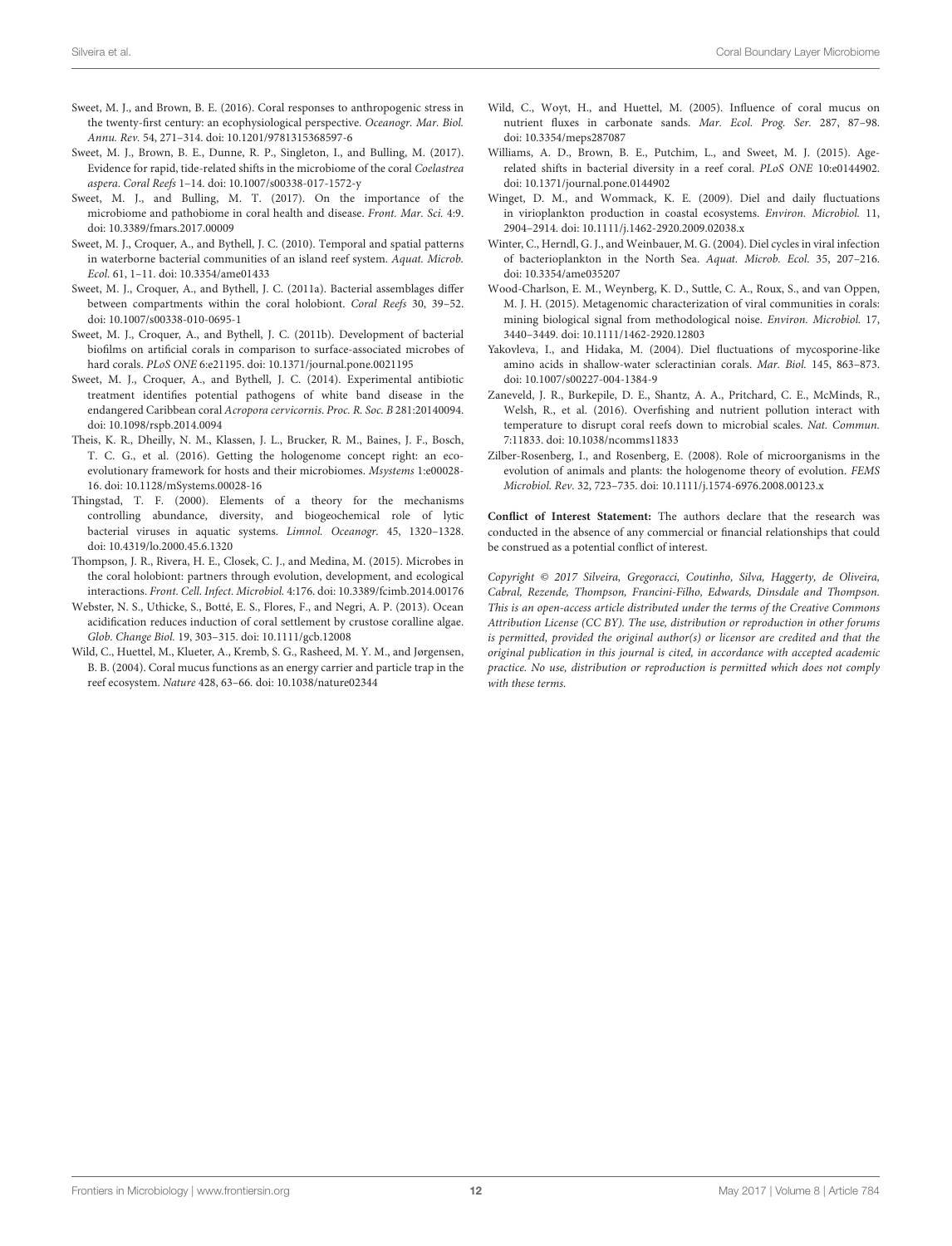Sweet, M. J., and Brown, B. E. (2016). Coral responses to anthropogenic stress in the twenty-first century: an ecophysiological perspective. *Oceanogr. Mar. Biol. Annu. Rev.* 54, 271–314. doi: 10.1201/9781315368597-6

Sweet, M. J., Brown, B. E., Dunne, R. P., Singleton, I., and Bulling, M. (2017). Evidence for rapid, tide-related shifts in the microbiome of the coral *Coelastrea aspera*. *Coral Reefs* 1–14. doi: 10.1007/s00338-017-1572-y

Sweet, M. J., and Bulling, M. T. (2017). On the importance of the microbiome and pathobiome in coral health and disease. *Front. Mar. Sci.* 4:9. doi: 10.3389/fmars.2017.00009

Sweet, M. J., Croquer, A., and Bythell, J. C. (2010). Temporal and spatial patterns in waterborne bacterial communities of an island reef system. *Aquat. Microb. Ecol.* 61, 1–11. doi: 10.3354/ame01433

Sweet, M. J., Croquer, A., and Bythell, J. C. (2011a). Bacterial assemblages differ between compartments within the coral holobiont. *Coral Reefs* 30, 39–52. doi: 10.1007/s00338-010-0695-1

Sweet, M. J., Croquer, A., and Bythell, J. C. (2011b). Development of bacterial biofilms on artificial corals in comparison to surface-associated microbes of hard corals. *PLoS ONE* 6:e21195. doi: 10.1371/journal.pone.0021195

Sweet, M. J., Croquer, A., and Bythell, J. C. (2014). Experimental antibiotic treatment identifies potential pathogens of white band disease in the endangered Caribbean coral *Acropora cervicornis*. *Proc. R. Soc. B* 281:20140094. doi: 10.1098/rspb.2014.0094

Theis, K. R., Dheilly, N. M., Klassen, J. L., Brucker, R. M., Baines, J. F., Bosch, T. C. G., et al. (2016). Getting the hologenome concept right: an eco-evolutionary framework for hosts and their microbiomes. *Msystems* 1:e00028-16. doi: 10.1128/mSystems.00028-16

Thingstad, T. F. (2000). Elements of a theory for the mechanisms controlling abundance, diversity, and biogeochemical role of lytic bacterial viruses in aquatic systems. *Limnol. Oceanogr.* 45, 1320–1328. doi: 10.4319/lo.2000.45.6.1320

Thompson, J. R., Rivera, H. E., Closek, C. J., and Medina, M. (2015). Microbes in the coral holobiont: partners through evolution, development, and ecological interactions. *Front. Cell. Infect. Microbiol.* 4:176. doi: 10.3389/fcimb.2014.00176

Webster, N. S., Uthicke, S., Botté, E. S., Flores, F., and Negri, A. P. (2013). Ocean acidification reduces induction of coral settlement by crustose coralline algae. *Glob. Change Biol.* 19, 303–315. doi: 10.1111/gcb.12008

Wild, C., Huettel, M., Klueter, A., Kremb, S. G., Rasheed, M. Y. M., and Jørgensen, B. B. (2004). Coral mucus functions as an energy carrier and particle trap in the reef ecosystem. *Nature* 428, 63–66. doi: 10.1038/nature02344

Wild, C., Woyt, H., and Huettel, M. (2005). Influence of coral mucus on nutrient fluxes in carbonate sands. *Mar. Ecol. Prog. Ser.* 287, 87–98. doi: 10.3354/meps287087

Williams, A. D., Brown, B. E., Putchim, L., and Sweet, M. J. (2015). Age-related shifts in bacterial diversity in a reef coral. *PLoS ONE* 10:e0144902. doi: 10.1371/journal.pone.0144902

Winget, D. M., and Wommack, K. E. (2009). Diel and daily fluctuations in virioplankton production in coastal ecosystems. *Environ. Microbiol.* 11, 2904–2914. doi: 10.1111/j.1462-2920.2009.02038.x

Winter, C., Herndl, G. J., and Weinbauer, M. G. (2004). Diel cycles in viral infection of bacterioplankton in the North Sea. *Aquat. Microb. Ecol.* 35, 207–216. doi: 10.3354/ame035207

Wood-Charlson, E. M., Weynberg, K. D., Suttle, C. A., Roux, S., and van Oppen, M. J. H. (2015). Metagenomic characterization of viral communities in corals: mining biological signal from methodological noise. *Environ. Microbiol.* 17, 3440–3449. doi: 10.1111/1462-2920.12803

Yakovleva, I., and Hidaka, M. (2004). Diel fluctuations of mycosporine-like amino acids in shallow-water scleractinian corals. *Mar. Biol.* 145, 863–873. doi: 10.1007/s00227-004-1384-9

Zaneveld, J. R., Burkepile, D. E., Shantz, A. A., Pritchard, C. E., McMinds, R., Welsh, R., et al. (2016). Overfishing and nutrient pollution interact with temperature to disrupt coral reefs down to microbial scales. *Nat. Commun.* 7:11833. doi: 10.1038/ncomms11833

Zilber-Rosenberg, I., and Rosenberg, E. (2008). Role of microorganisms in the evolution of animals and plants: the hologenome theory of evolution. *FEMS Microbiol. Rev.* 32, 723–735. doi: 10.1111/j.1574-6976.2008.00123.x

**Conflict of Interest Statement:** The authors declare that the research was conducted in the absence of any commercial or financial relationships that could be construed as a potential conflict of interest.

*Copyright © 2017 Silveira, Gregoracci, Coutinho, Silva, Haggerty, de Oliveira, Cabral, Rezende, Thompson, Francini-Filho, Edwards, Dinsdale and Thompson. This is an open-access article distributed under the terms of the Creative Commons Attribution License (CC BY). The use, distribution or reproduction in other forums is permitted, provided the original author(s) or licensor are credited and that the original publication in this journal is cited, in accordance with accepted academic practice. No use, distribution or reproduction is permitted which does not comply with these terms.*